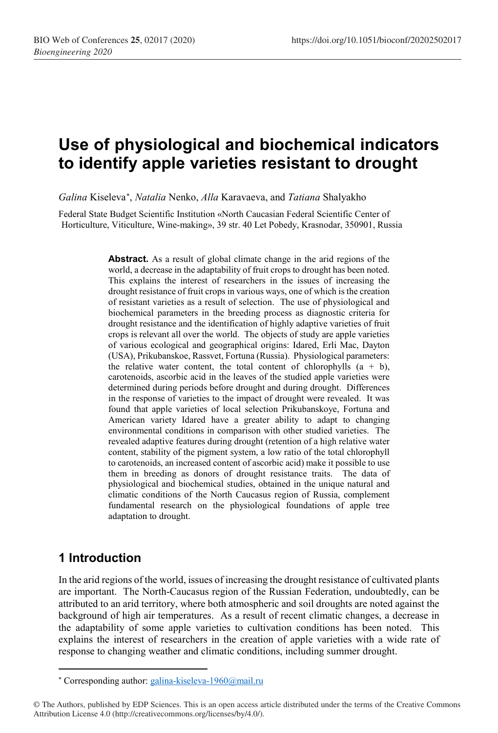# Use of physiological and biochemical indicators to identify apple varieties resistant to drought

*Galina* Kiseleva[*], *Natalia* Nenko, *Alla* Karavaeva, and *Tatiana* Shalyakho

Federal State Budget Scientific Institution «North Caucasian Federal Scientific Center of Horticulture, Viticulture, Wine-making», 39 str. 40 Let Pobedy, Krasnodar, 350901, Russia

> **Abstract.** As a result of global climate change in the arid regions of the world, a decrease in the adaptability of fruit crops to drought has been noted. This explains the interest of researchers in the issues of increasing the drought resistance of fruit crops in various ways, one of which is the creation of resistant varieties as a result of selection. The use of physiological and biochemical parameters in the breeding process as diagnostic criteria for drought resistance and the identification of highly adaptive varieties of fruit crops is relevant all over the world. The objects of study are apple varieties of various ecological and geographical origins: Idared, Erli Mac, Dayton (USA), Prikubanskoe, Rassvet, Fortuna (Russia). Physiological parameters: the relative water content, the total content of chlorophylls (a + b), carotenoids, ascorbic acid in the leaves of the studied apple varieties were determined during periods before drought and during drought. Differences in the response of varieties to the impact of drought were revealed. It was found that apple varieties of local selection Prikubanskoye, Fortuna and American variety Idared have a greater ability to adapt to changing environmental conditions in comparison with other studied varieties. The revealed adaptive features during drought (retention of a high relative water content, stability of the pigment system, a low ratio of the total chlorophyll to carotenoids, an increased content of ascorbic acid) make it possible to use them in breeding as donors of drought resistance traits. The data of physiological and biochemical studies, obtained in the unique natural and climatic conditions of the North Caucasus region of Russia, complement fundamental research on the physiological foundations of apple tree adaptation to drought.

## 1 Introduction

In the arid regions of the world, issues of increasing the drought resistance of cultivated plants are important. The North-Caucasus region of the Russian Federation, undoubtedly, can be attributed to an arid territory, where both atmospheric and soil droughts are noted against the background of high air temperatures. As a result of recent climatic changes, a decrease in the adaptability of some apple varieties to cultivation conditions has been noted. This explains the interest of researchers in the creation of apple varieties with a wide rate of response to changing weather and climatic conditions, including summer drought.

[*] Corresponding author: galina-kiseleva-1960@mail.ru

© The Authors, published by EDP Sciences. This is an open access article distributed under the terms of the Creative Commons Attribution License 4.0 (http://creativecommons.org/licenses/by/4.0/).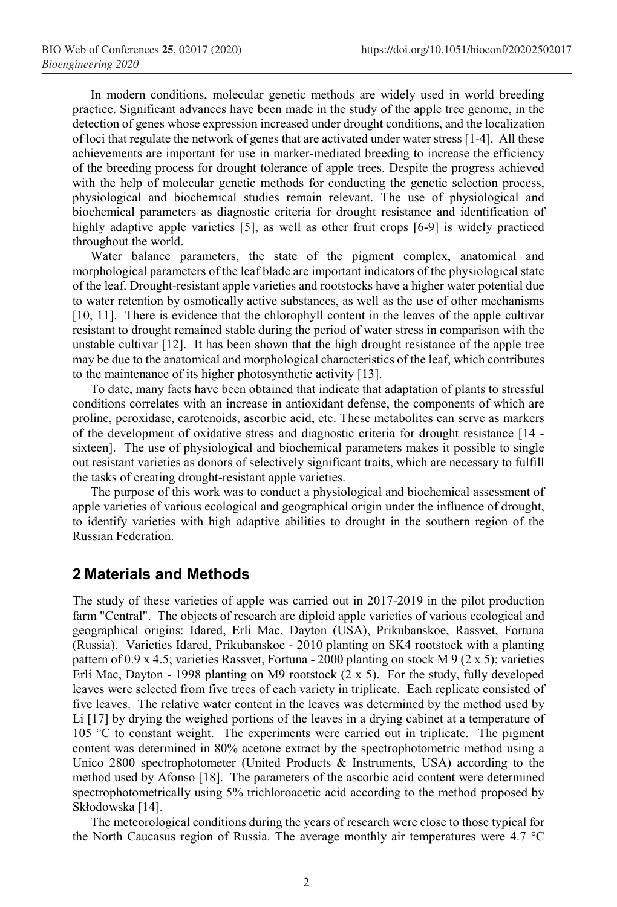In modern conditions, molecular genetic methods are widely used in world breeding practice. Significant advances have been made in the study of the apple tree genome, in the detection of genes whose expression increased under drought conditions, and the localization of loci that regulate the network of genes that are activated under water stress [1-4]. All these achievements are important for use in marker-mediated breeding to increase the efficiency of the breeding process for drought tolerance of apple trees. Despite the progress achieved with the help of molecular genetic methods for conducting the genetic selection process, physiological and biochemical studies remain relevant. The use of physiological and biochemical parameters as diagnostic criteria for drought resistance and identification of highly adaptive apple varieties [5], as well as other fruit crops [6-9] is widely practiced throughout the world.

Water balance parameters, the state of the pigment complex, anatomical and morphological parameters of the leaf blade are important indicators of the physiological state of the leaf. Drought-resistant apple varieties and rootstocks have a higher water potential due to water retention by osmotically active substances, as well as the use of other mechanisms [10, 11]. There is evidence that the chlorophyll content in the leaves of the apple cultivar resistant to drought remained stable during the period of water stress in comparison with the unstable cultivar [12]. It has been shown that the high drought resistance of the apple tree may be due to the anatomical and morphological characteristics of the leaf, which contributes to the maintenance of its higher photosynthetic activity [13].

To date, many facts have been obtained that indicate that adaptation of plants to stressful conditions correlates with an increase in antioxidant defense, the components of which are proline, peroxidase, carotenoids, ascorbic acid, etc. These metabolites can serve as markers of the development of oxidative stress and diagnostic criteria for drought resistance [14 - sixteen]. The use of physiological and biochemical parameters makes it possible to single out resistant varieties as donors of selectively significant traits, which are necessary to fulfill the tasks of creating drought-resistant apple varieties.

The purpose of this work was to conduct a physiological and biochemical assessment of apple varieties of various ecological and geographical origin under the influence of drought, to identify varieties with high adaptive abilities to drought in the southern region of the Russian Federation.

## 2 Materials and Methods

The study of these varieties of apple was carried out in 2017-2019 in the pilot production farm "Central". The objects of research are diploid apple varieties of various ecological and geographical origins: Idared, Erli Mac, Dayton (USA), Prikubanskoe, Rassvet, Fortuna (Russia). Varieties Idared, Prikubanskoe - 2010 planting on SK4 rootstock with a planting pattern of 0.9 x 4.5; varieties Rassvet, Fortuna - 2000 planting on stock M 9 (2 x 5); varieties Erli Mac, Dayton - 1998 planting on M9 rootstock (2 x 5). For the study, fully developed leaves were selected from five trees of each variety in triplicate. Each replicate consisted of five leaves. The relative water content in the leaves was determined by the method used by Li [17] by drying the weighed portions of the leaves in a drying cabinet at a temperature of 105 °C to constant weight. The experiments were carried out in triplicate. The pigment content was determined in 80% acetone extract by the spectrophotometric method using a Unico 2800 spectrophotometer (United Products & Instruments, USA) according to the method used by Afonso [18]. The parameters of the ascorbic acid content were determined spectrophotometrically using 5% trichloroacetic acid according to the method proposed by Skłodowska [14].

The meteorological conditions during the years of research were close to those typical for the North Caucasus region of Russia. The average monthly air temperatures were 4.7 °C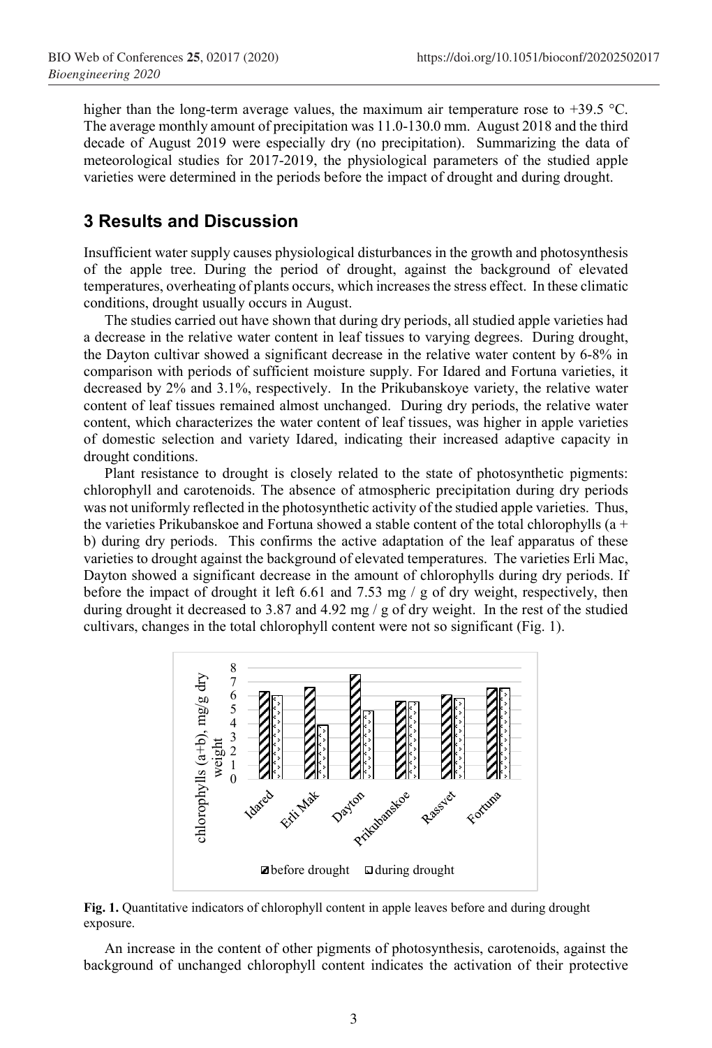higher than the long-term average values, the maximum air temperature rose to +39.5 °C. The average monthly amount of precipitation was 11.0-130.0 mm. August 2018 and the third decade of August 2019 were especially dry (no precipitation). Summarizing the data of meteorological studies for 2017-2019, the physiological parameters of the studied apple varieties were determined in the periods before the impact of drought and during drought.

## 3 Results and Discussion

Insufficient water supply causes physiological disturbances in the growth and photosynthesis of the apple tree. During the period of drought, against the background of elevated temperatures, overheating of plants occurs, which increases the stress effect. In these climatic conditions, drought usually occurs in August.

The studies carried out have shown that during dry periods, all studied apple varieties had a decrease in the relative water content in leaf tissues to varying degrees. During drought, the Dayton cultivar showed a significant decrease in the relative water content by 6-8% in comparison with periods of sufficient moisture supply. For Idared and Fortuna varieties, it decreased by 2% and 3.1%, respectively. In the Prikubanskoye variety, the relative water content of leaf tissues remained almost unchanged. During dry periods, the relative water content, which characterizes the water content of leaf tissues, was higher in apple varieties of domestic selection and variety Idared, indicating their increased adaptive capacity in drought conditions.

Plant resistance to drought is closely related to the state of photosynthetic pigments: chlorophyll and carotenoids. The absence of atmospheric precipitation during dry periods was not uniformly reflected in the photosynthetic activity of the studied apple varieties. Thus, the varieties Prikubanskoe and Fortuna showed a stable content of the total chlorophylls (a + b) during dry periods. This confirms the active adaptation of the leaf apparatus of these varieties to drought against the background of elevated temperatures. The varieties Erli Mac, Dayton showed a significant decrease in the amount of chlorophylls during dry periods. If before the impact of drought it left 6.61 and 7.53 mg / g of dry weight, respectively, then during drought it decreased to 3.87 and 4.92 mg / g of dry weight. In the rest of the studied cultivars, changes in the total chlorophyll content were not so significant (Fig. 1).

**Fig. 1.** Quantitative indicators of chlorophyll content in apple leaves before and during drought exposure.

An increase in the content of other pigments of photosynthesis, carotenoids, against the background of unchanged chlorophyll content indicates the activation of their protective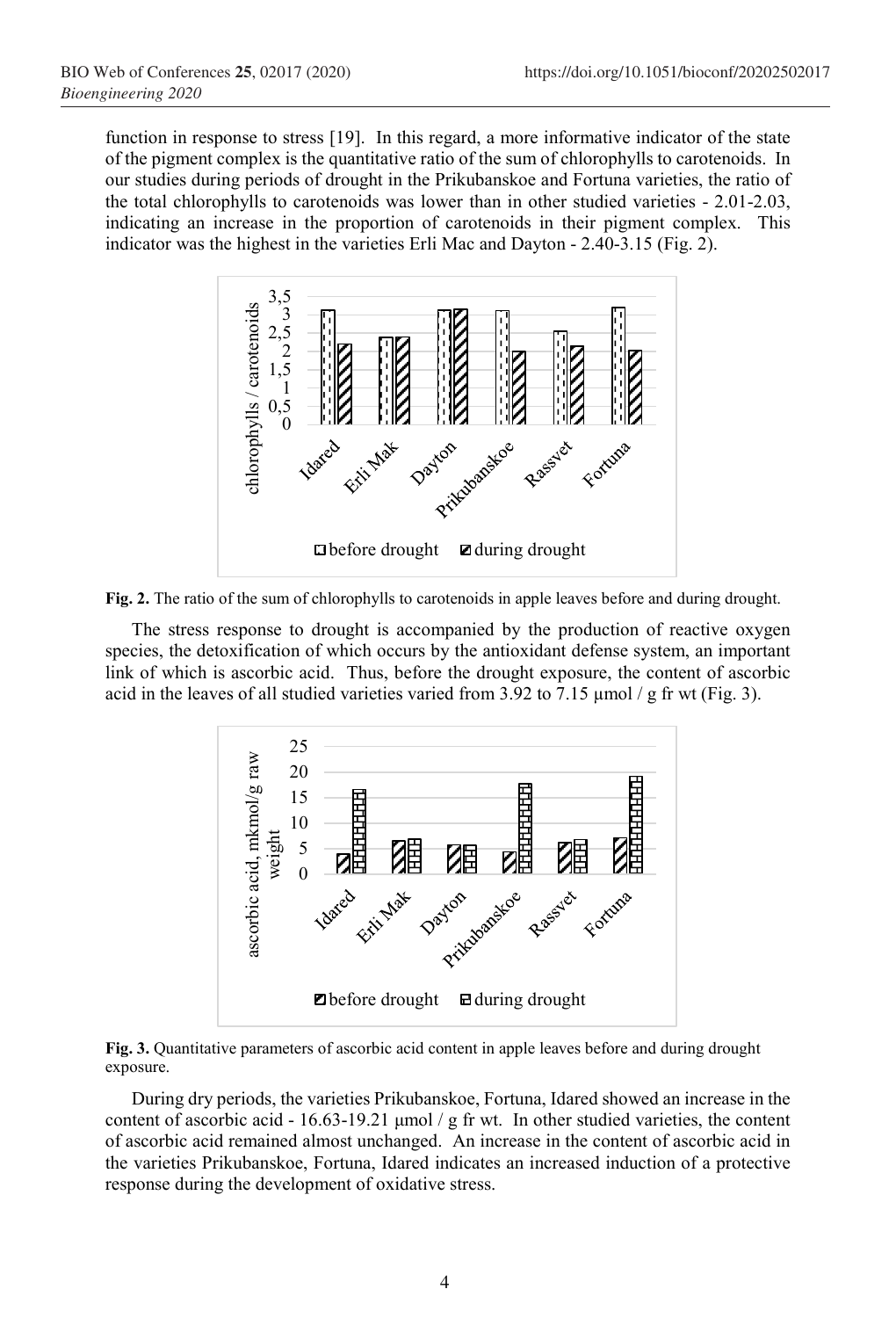function in response to stress [19]. In this regard, a more informative indicator of the state of the pigment complex is the quantitative ratio of the sum of chlorophylls to carotenoids. In our studies during periods of drought in the Prikubanskoe and Fortuna varieties, the ratio of the total chlorophylls to carotenoids was lower than in other studied varieties - 2.01-2.03, indicating an increase in the proportion of carotenoids in their pigment complex. This indicator was the highest in the varieties Erli Mac and Dayton - 2.40-3.15 (Fig. 2).

**Fig. 2.** The ratio of the sum of chlorophylls to carotenoids in apple leaves before and during drought.

The stress response to drought is accompanied by the production of reactive oxygen species, the detoxification of which occurs by the antioxidant defense system, an important link of which is ascorbic acid. Thus, before the drought exposure, the content of ascorbic acid in the leaves of all studied varieties varied from 3.92 to 7.15 μmol / g fr wt (Fig. 3).

**Fig. 3.** Quantitative parameters of ascorbic acid content in apple leaves before and during drought exposure.

During dry periods, the varieties Prikubanskoe, Fortuna, Idared showed an increase in the content of ascorbic acid - 16.63-19.21 μmol / g fr wt. In other studied varieties, the content of ascorbic acid remained almost unchanged. An increase in the content of ascorbic acid in the varieties Prikubanskoe, Fortuna, Idared indicates an increased induction of a protective response during the development of oxidative stress.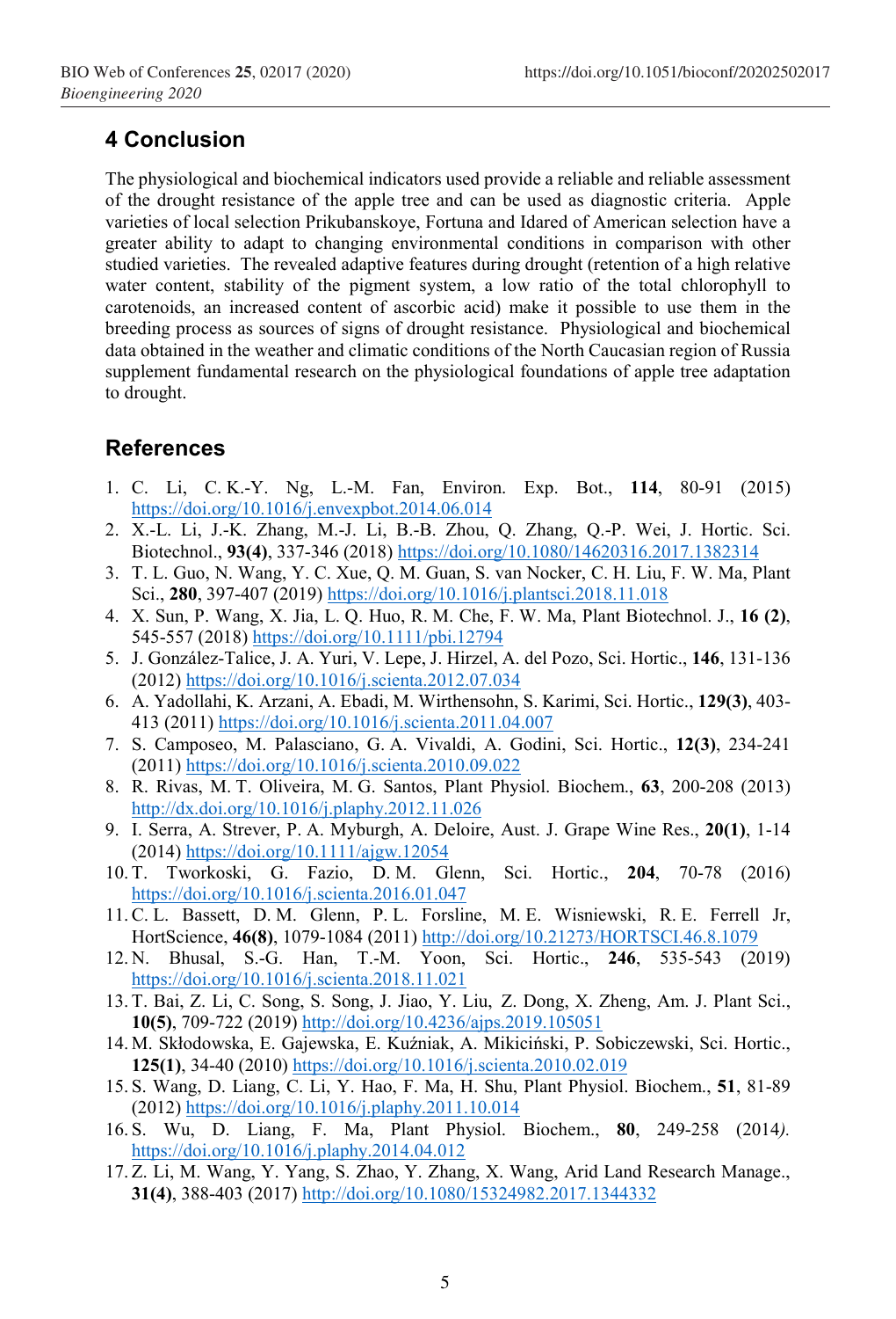## 4 Conclusion

The physiological and biochemical indicators used provide a reliable and reliable assessment of the drought resistance of the apple tree and can be used as diagnostic criteria. Apple varieties of local selection Prikubanskoye, Fortuna and Idared of American selection have a greater ability to adapt to changing environmental conditions in comparison with other studied varieties. The revealed adaptive features during drought (retention of a high relative water content, stability of the pigment system, a low ratio of the total chlorophyll to carotenoids, an increased content of ascorbic acid) make it possible to use them in the breeding process as sources of signs of drought resistance. Physiological and biochemical data obtained in the weather and climatic conditions of the North Caucasian region of Russia supplement fundamental research on the physiological foundations of apple tree adaptation to drought.

## References

1. C. Li, C. K.-Y. Ng, L.-M. Fan, Environ. Exp. Bot., **114**, 80-91 (2015) https://doi.org/10.1016/j.envexpbot.2014.06.014
2. X.-L. Li, J.-K. Zhang, M.-J. Li, B.-B. Zhou, Q. Zhang, Q.-P. Wei, J. Hortic. Sci. Biotechnol., **93(4)**, 337-346 (2018) https://doi.org/10.1080/14620316.2017.1382314
3. T. L. Guo, N. Wang, Y. C. Xue, Q. M. Guan, S. van Nocker, C. H. Liu, F. W. Ma, Plant Sci., **280**, 397-407 (2019) https://doi.org/10.1016/j.plantsci.2018.11.018
4. X. Sun, P. Wang, X. Jia, L. Q. Huo, R. M. Che, F. W. Ma, Plant Biotechnol. J., **16 (2)**, 545-557 (2018) https://doi.org/10.1111/pbi.12794
5. J. González-Talice, J. A. Yuri, V. Lepe, J. Hirzel, A. del Pozo, Sci. Hortic., **146**, 131-136 (2012) https://doi.org/10.1016/j.scienta.2012.07.034
6. A. Yadollahi, K. Arzani, A. Ebadi, M. Wirthensohn, S. Karimi, Sci. Hortic., **129(3)**, 403-413 (2011) https://doi.org/10.1016/j.scienta.2011.04.007
7. S. Camposeo, M. Palasciano, G. A. Vivaldi, A. Godini, Sci. Hortic., **12(3)**, 234-241 (2011) https://doi.org/10.1016/j.scienta.2010.09.022
8. R. Rivas, M. T. Oliveira, M. G. Santos, Plant Physiol. Biochem., **63**, 200-208 (2013) http://dx.doi.org/10.1016/j.plaphy.2012.11.026
9. I. Serra, A. Strever, P. A. Myburgh, A. Deloire, Aust. J. Grape Wine Res., **20(1)**, 1-14 (2014) https://doi.org/10.1111/ajgw.12054
10. T. Tworkoski, G. Fazio, D. M. Glenn, Sci. Hortic., **204**, 70-78 (2016) https://doi.org/10.1016/j.scienta.2016.01.047
11. C. L. Bassett, D. M. Glenn, P. L. Forsline, M. E. Wisniewski, R. E. Ferrell Jr, HortScience, **46(8)**, 1079-1084 (2011) http://doi.org/10.21273/HORTSCI.46.8.1079
12. N. Bhusal, S.-G. Han, T.-M. Yoon, Sci. Hortic., **246**, 535-543 (2019) https://doi.org/10.1016/j.scienta.2018.11.021
13. T. Bai, Z. Li, C. Song, S. Song, J. Jiao, Y. Liu, Z. Dong, X. Zheng, Am. J. Plant Sci., **10(5)**, 709-722 (2019) http://doi.org/10.4236/ajps.2019.105051
14. M. Skłodowska, E. Gajewska, E. Kuźniak, A. Mikiciński, P. Sobiczewski, Sci. Hortic., **125(1)**, 34-40 (2010) https://doi.org/10.1016/j.scienta.2010.02.019
15. S. Wang, D. Liang, C. Li, Y. Hao, F. Ma, H. Shu, Plant Physiol. Biochem., **51**, 81-89 (2012) https://doi.org/10.1016/j.plaphy.2011.10.014
16. S. Wu, D. Liang, F. Ma, Plant Physiol. Biochem., **80**, 249-258 (2014). https://doi.org/10.1016/j.plaphy.2014.04.012
17. Z. Li, M. Wang, Y. Yang, S. Zhao, Y. Zhang, X. Wang, Arid Land Research Manage., **31(4)**, 388-403 (2017) http://doi.org/10.1080/15324982.2017.1344332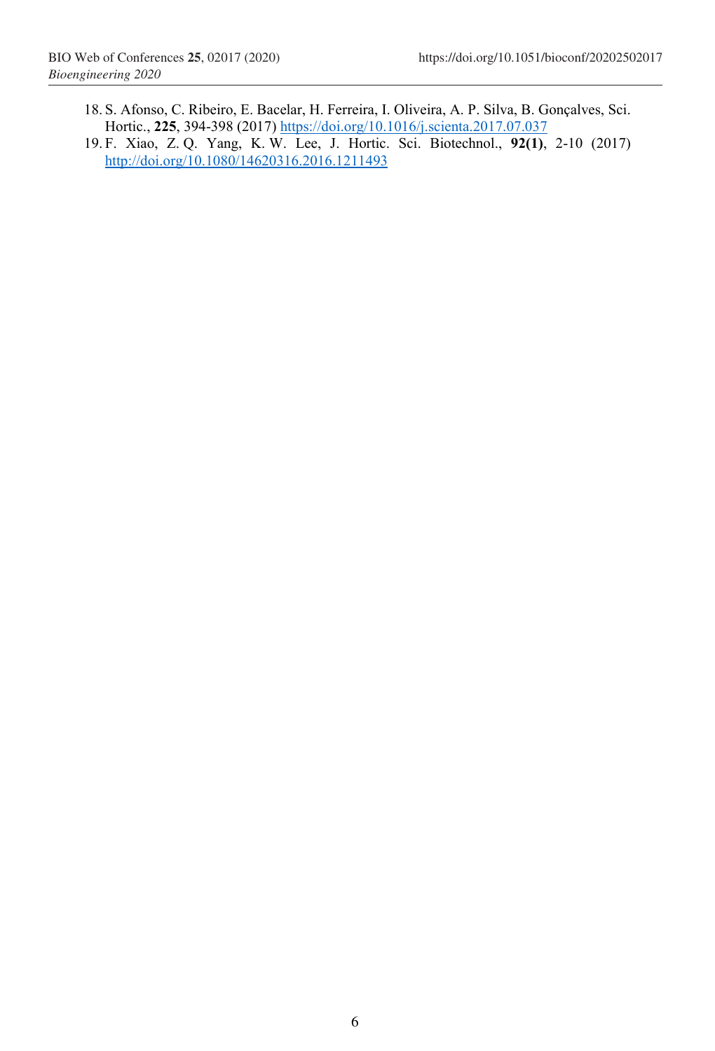18. S. Afonso, C. Ribeiro, E. Bacelar, H. Ferreira, I. Oliveira, A. P. Silva, B. Gonçalves, Sci. Hortic., **225**, 394-398 (2017) https://doi.org/10.1016/j.scienta.2017.07.037
19. F. Xiao, Z. Q. Yang, K. W. Lee, J. Hortic. Sci. Biotechnol., **92(1)**, 2-10 (2017) http://doi.org/10.1080/14620316.2016.1211493